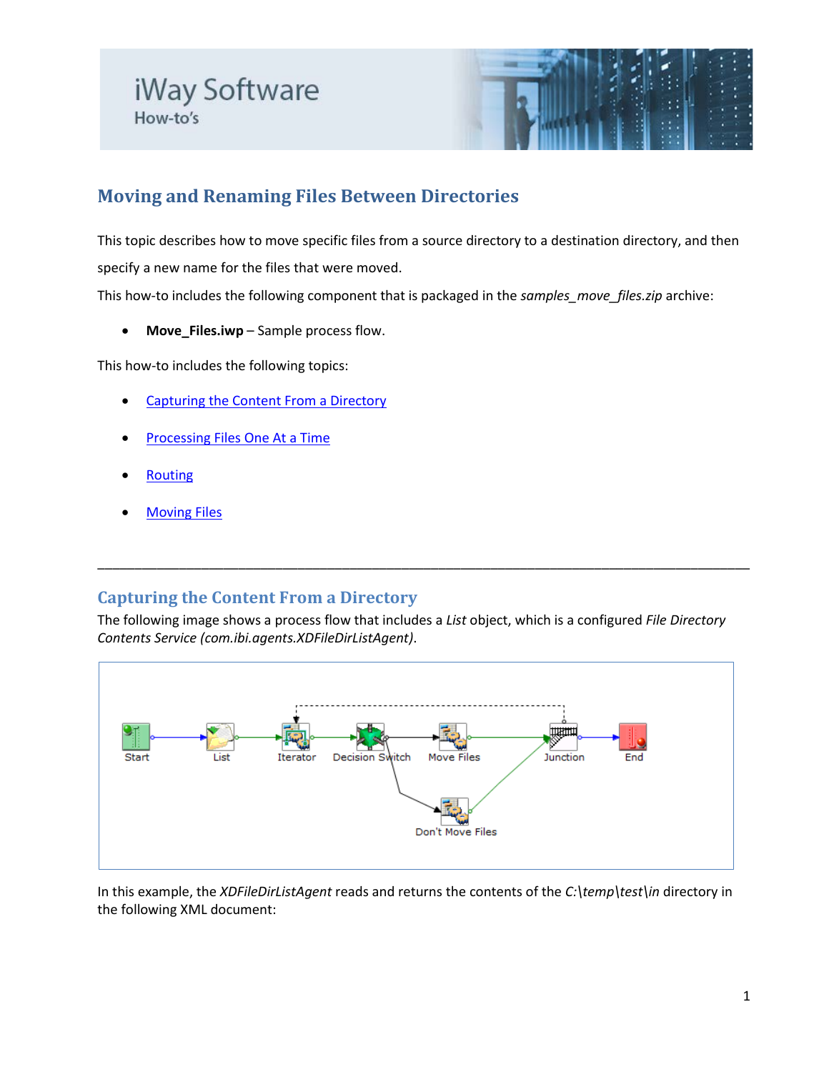# iWay Software
How-to's

## Moving and Renaming Files Between Directories

This topic describes how to move specific files from a source directory to a destination directory, and then specify a new name for the files that were moved.

This how-to includes the following component that is packaged in the *samples_move_files.zip* archive:

- **Move_Files.iwp** – Sample process flow.

This how-to includes the following topics:

- Capturing the Content From a Directory
- Processing Files One At a Time
- Routing
- Moving Files

---

## Capturing the Content From a Directory

The following image shows a process flow that includes a *List* object, which is a configured *File Directory Contents Service (com.ibi.agents.XDFileDirListAgent)*.

In this example, the *XDFileDirListAgent* reads and returns the contents of the *C:\temp\test\in* directory in the following XML document: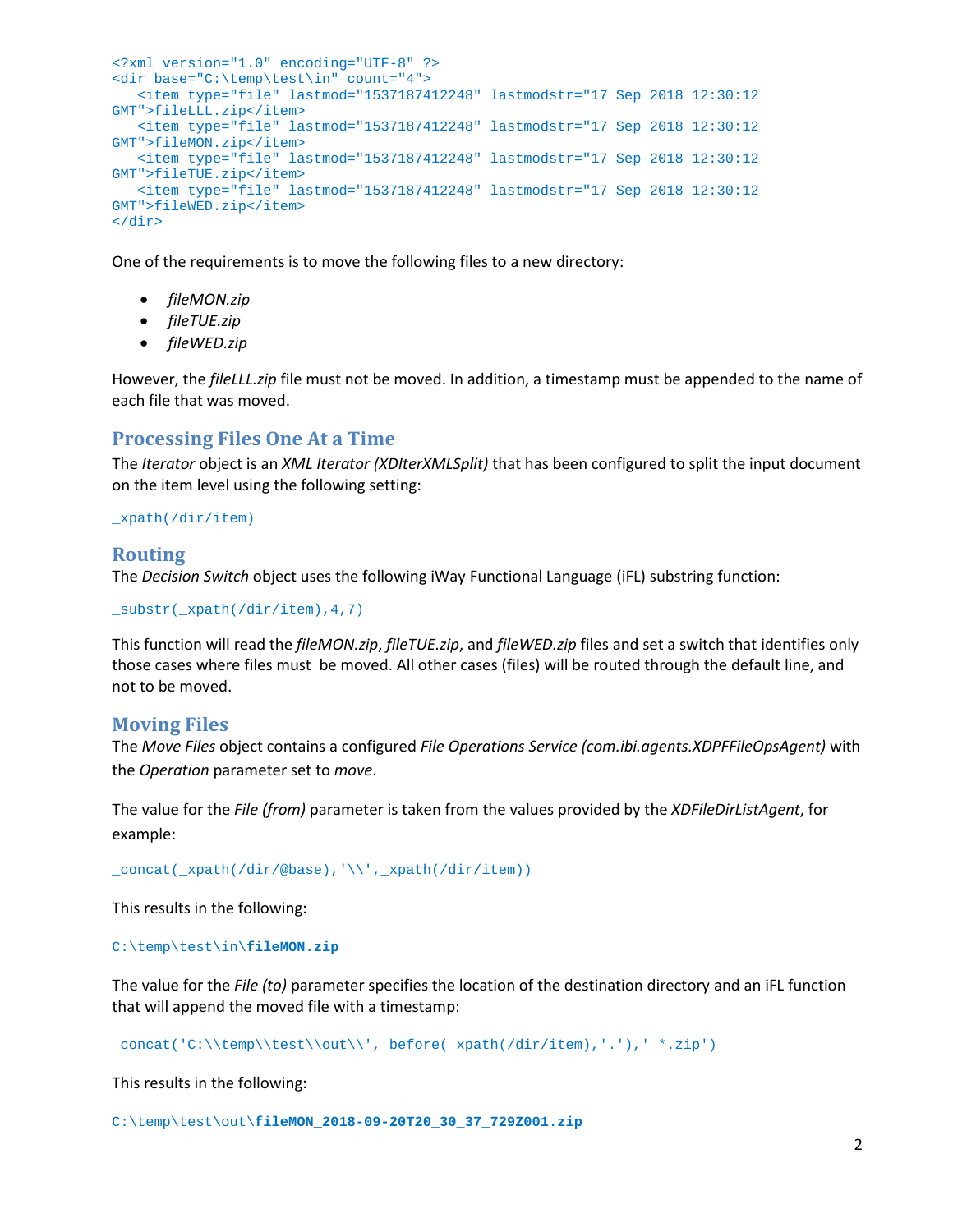```
<?xml version="1.0" encoding="UTF-8" ?>
<dir base="C:\temp\test\in" count="4">
   <item type="file" lastmod="1537187412248" lastmodstr="17 Sep 2018 12:30:12 
GMT">fileLLL.zip</item>
   <item type="file" lastmod="1537187412248" lastmodstr="17 Sep 2018 12:30:12 
GMT">fileMON.zip</item>
   <item type="file" lastmod="1537187412248" lastmodstr="17 Sep 2018 12:30:12 
GMT">fileTUE.zip</item>
   <item type="file" lastmod="1537187412248" lastmodstr="17 Sep 2018 12:30:12 
GMT">fileWED.zip</item>
</dir>
```

One of the requirements is to move the following files to a new directory:

- *fileMON.zip*
- *fileTUE.zip*
- *fileWED.zip*

However, the *fileLLL.zip* file must not be moved. In addition, a timestamp must be appended to the name of each file that was moved.

## Processing Files One At a Time

The *Iterator* object is an *XML Iterator (XDIterXMLSplit)* that has been configured to split the input document on the item level using the following setting:

```
_xpath(/dir/item)
```

## Routing

The *Decision Switch* object uses the following iWay Functional Language (iFL) substring function:

```
_substr(_xpath(/dir/item),4,7)
```

This function will read the *fileMON.zip*, *fileTUE.zip*, and *fileWED.zip* files and set a switch that identifies only those cases where files must be moved. All other cases (files) will be routed through the default line, and not to be moved.

## Moving Files

The *Move Files* object contains a configured *File Operations Service (com.ibi.agents.XDPFFileOpsAgent)* with the *Operation* parameter set to *move*.

The value for the *File (from)* parameter is taken from the values provided by the *XDFileDirListAgent*, for example:

```
_concat(_xpath(/dir/@base),'\\',_xpath(/dir/item))
```

This results in the following:

```
C:\temp\test\in\fileMON.zip
```

The value for the *File (to)* parameter specifies the location of the destination directory and an iFL function that will append the moved file with a timestamp:

```
_concat('C:\\temp\\test\\out\\',_before(_xpath(/dir/item),'.'),'_*.zip')
```

This results in the following:

```
C:\temp\test\out\fileMON_2018-09-20T20_30_37_729Z001.zip
```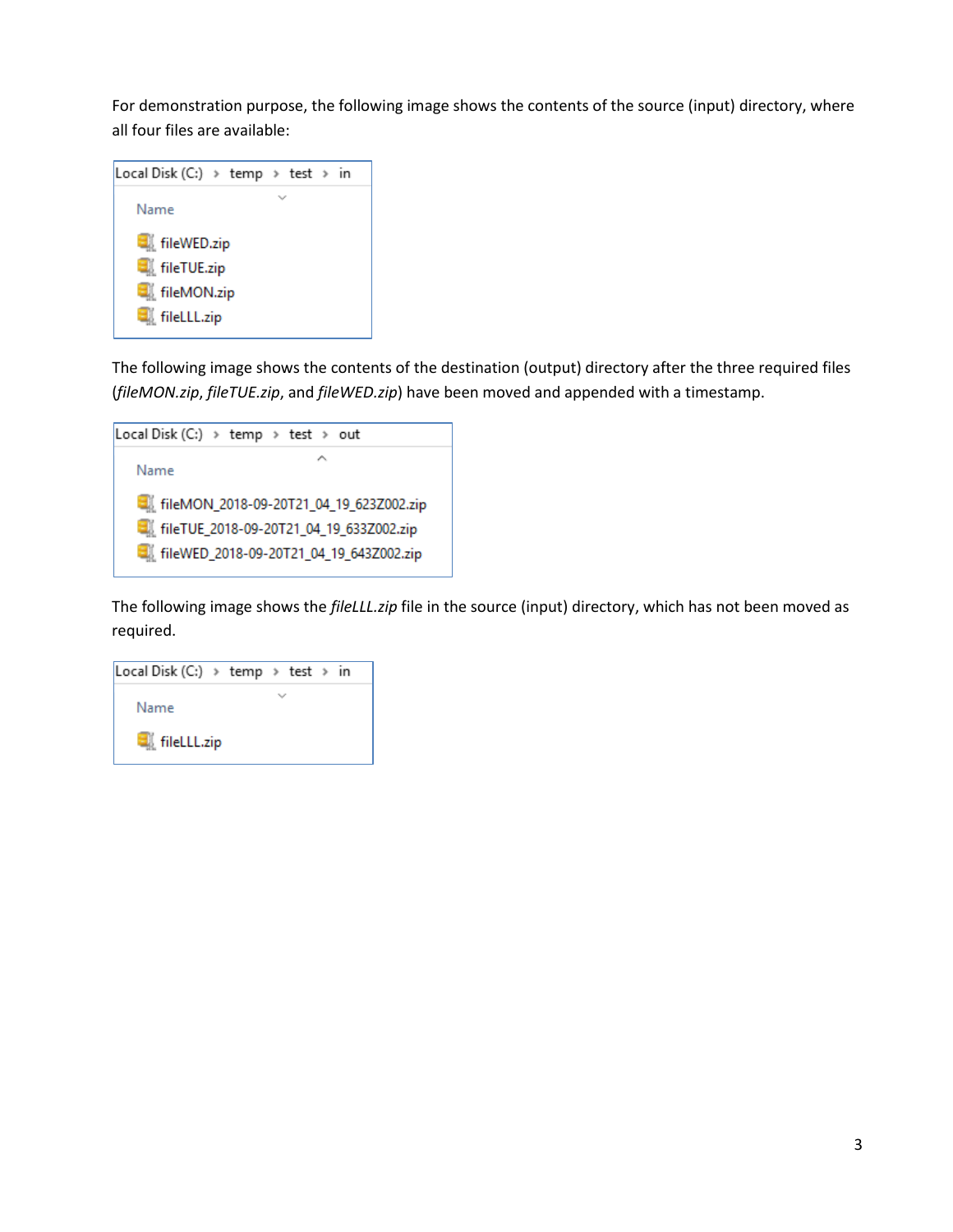For demonstration purpose, the following image shows the contents of the source (input) directory, where all four files are available:

Local Disk (C:) › temp › test › in

Name

fileWED.zip
fileTUE.zip
fileMON.zip
fileLLL.zip

The following image shows the contents of the destination (output) directory after the three required files (*fileMON.zip*, *fileTUE.zip*, and *fileWED.zip*) have been moved and appended with a timestamp.

Local Disk (C:) › temp › test › out

Name

fileMON_2018-09-20T21_04_19_623Z002.zip
fileTUE_2018-09-20T21_04_19_633Z002.zip
fileWED_2018-09-20T21_04_19_643Z002.zip

The following image shows the *fileLLL.zip* file in the source (input) directory, which has not been moved as required.

Local Disk (C:) › temp › test › in

Name

fileLLL.zip